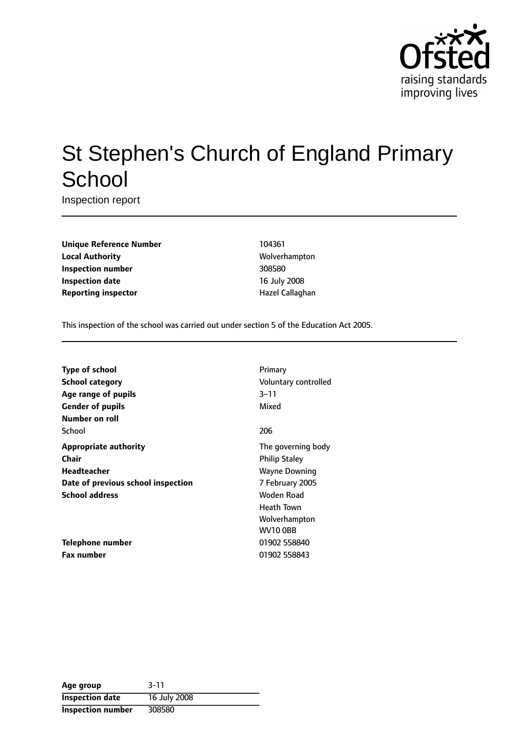# St Stephen's Church of England Primary School

Inspection report

| | |
|---|---|
| **Unique Reference Number** | 104361 |
| **Local Authority** | Wolverhampton |
| **Inspection number** | 308580 |
| **Inspection date** | 16 July 2008 |
| **Reporting inspector** | Hazel Callaghan |

This inspection of the school was carried out under section 5 of the Education Act 2005.

| | |
|---|---|
| **Type of school** | Primary |
| **School category** | Voluntary controlled |
| **Age range of pupils** | 3–11 |
| **Gender of pupils** | Mixed |
| **Number on roll** | |
| School | 206 |
| **Appropriate authority** | The governing body |
| **Chair** | Philip Staley |
| **Headteacher** | Wayne Downing |
| **Date of previous school inspection** | 7 February 2005 |
| **School address** | Woden Road<br>Heath Town<br>Wolverhampton<br>WV10 0BB |
| **Telephone number** | 01902 558840 |
| **Fax number** | 01902 558843 |

| | |
|---|---|
| **Age group** | 3-11 |
| **Inspection date** | 16 July 2008 |
| **Inspection number** | 308580 |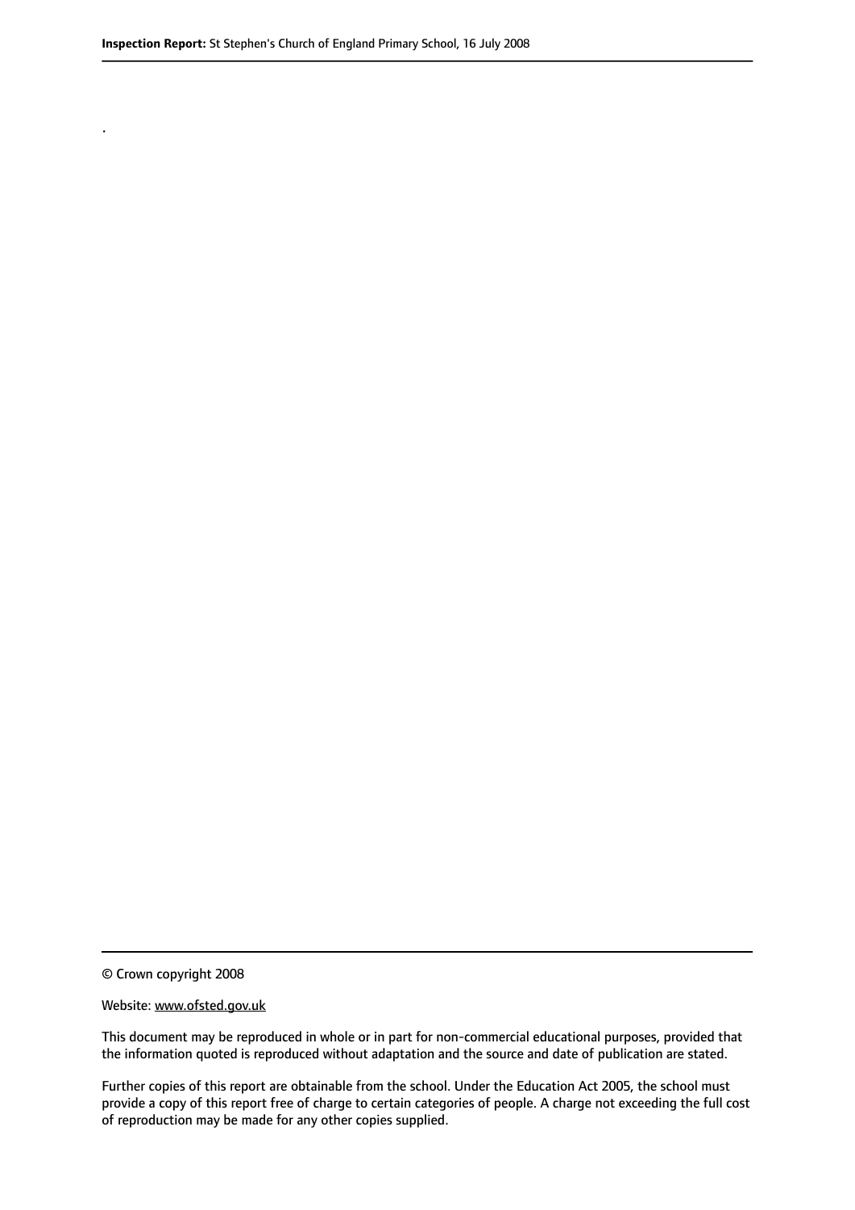.

© Crown copyright 2008

Website: www.ofsted.gov.uk

This document may be reproduced in whole or in part for non-commercial educational purposes, provided that the information quoted is reproduced without adaptation and the source and date of publication are stated.

Further copies of this report are obtainable from the school. Under the Education Act 2005, the school must provide a copy of this report free of charge to certain categories of people. A charge not exceeding the full cost of reproduction may be made for any other copies supplied.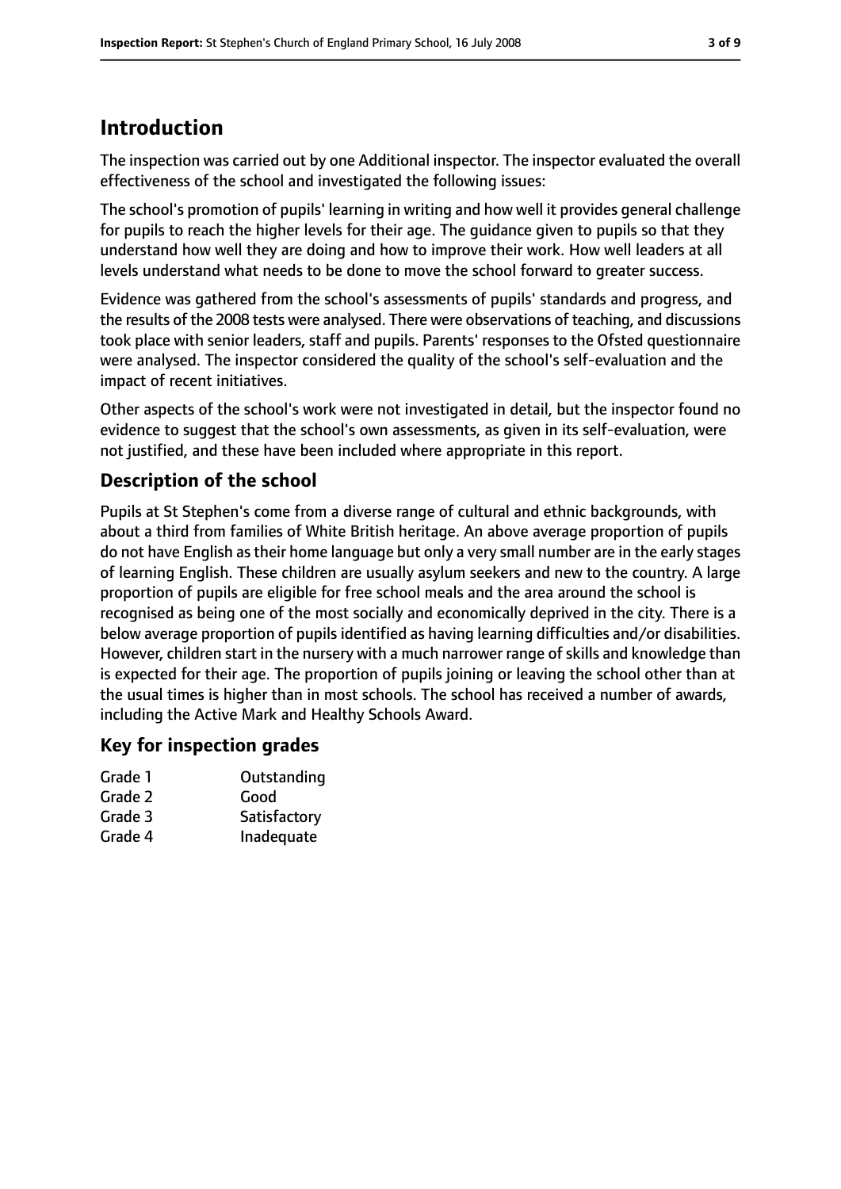# Introduction

The inspection was carried out by one Additional inspector. The inspector evaluated the overall effectiveness of the school and investigated the following issues:

The school's promotion of pupils' learning in writing and how well it provides general challenge for pupils to reach the higher levels for their age. The guidance given to pupils so that they understand how well they are doing and how to improve their work. How well leaders at all levels understand what needs to be done to move the school forward to greater success.

Evidence was gathered from the school's assessments of pupils' standards and progress, and the results of the 2008 tests were analysed. There were observations of teaching, and discussions took place with senior leaders, staff and pupils. Parents' responses to the Ofsted questionnaire were analysed. The inspector considered the quality of the school's self-evaluation and the impact of recent initiatives.

Other aspects of the school's work were not investigated in detail, but the inspector found no evidence to suggest that the school's own assessments, as given in its self-evaluation, were not justified, and these have been included where appropriate in this report.

## Description of the school

Pupils at St Stephen's come from a diverse range of cultural and ethnic backgrounds, with about a third from families of White British heritage. An above average proportion of pupils do not have English as their home language but only a very small number are in the early stages of learning English. These children are usually asylum seekers and new to the country. A large proportion of pupils are eligible for free school meals and the area around the school is recognised as being one of the most socially and economically deprived in the city. There is a below average proportion of pupils identified as having learning difficulties and/or disabilities. However, children start in the nursery with a much narrower range of skills and knowledge than is expected for their age. The proportion of pupils joining or leaving the school other than at the usual times is higher than in most schools. The school has received a number of awards, including the Active Mark and Healthy Schools Award.

## Key for inspection grades

| | |
|---|---|
| Grade 1 | Outstanding |
| Grade 2 | Good |
| Grade 3 | Satisfactory |
| Grade 4 | Inadequate |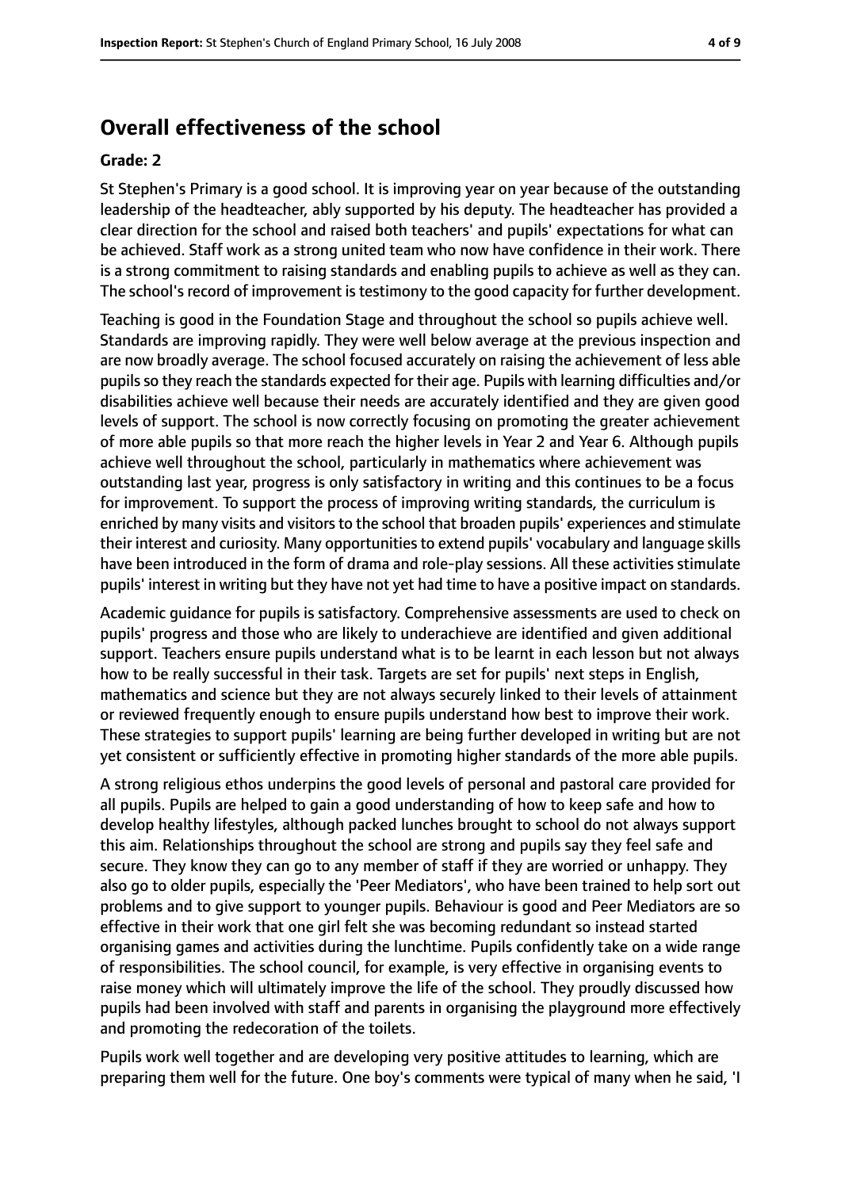## Overall effectiveness of the school

**Grade: 2**

St Stephen's Primary is a good school. It is improving year on year because of the outstanding leadership of the headteacher, ably supported by his deputy. The headteacher has provided a clear direction for the school and raised both teachers' and pupils' expectations for what can be achieved. Staff work as a strong united team who now have confidence in their work. There is a strong commitment to raising standards and enabling pupils to achieve as well as they can. The school's record of improvement is testimony to the good capacity for further development.

Teaching is good in the Foundation Stage and throughout the school so pupils achieve well. Standards are improving rapidly. They were well below average at the previous inspection and are now broadly average. The school focused accurately on raising the achievement of less able pupils so they reach the standards expected for their age. Pupils with learning difficulties and/or disabilities achieve well because their needs are accurately identified and they are given good levels of support. The school is now correctly focusing on promoting the greater achievement of more able pupils so that more reach the higher levels in Year 2 and Year 6. Although pupils achieve well throughout the school, particularly in mathematics where achievement was outstanding last year, progress is only satisfactory in writing and this continues to be a focus for improvement. To support the process of improving writing standards, the curriculum is enriched by many visits and visitors to the school that broaden pupils' experiences and stimulate their interest and curiosity. Many opportunities to extend pupils' vocabulary and language skills have been introduced in the form of drama and role-play sessions. All these activities stimulate pupils' interest in writing but they have not yet had time to have a positive impact on standards.

Academic guidance for pupils is satisfactory. Comprehensive assessments are used to check on pupils' progress and those who are likely to underachieve are identified and given additional support. Teachers ensure pupils understand what is to be learnt in each lesson but not always how to be really successful in their task. Targets are set for pupils' next steps in English, mathematics and science but they are not always securely linked to their levels of attainment or reviewed frequently enough to ensure pupils understand how best to improve their work. These strategies to support pupils' learning are being further developed in writing but are not yet consistent or sufficiently effective in promoting higher standards of the more able pupils.

A strong religious ethos underpins the good levels of personal and pastoral care provided for all pupils. Pupils are helped to gain a good understanding of how to keep safe and how to develop healthy lifestyles, although packed lunches brought to school do not always support this aim. Relationships throughout the school are strong and pupils say they feel safe and secure. They know they can go to any member of staff if they are worried or unhappy. They also go to older pupils, especially the 'Peer Mediators', who have been trained to help sort out problems and to give support to younger pupils. Behaviour is good and Peer Mediators are so effective in their work that one girl felt she was becoming redundant so instead started organising games and activities during the lunchtime. Pupils confidently take on a wide range of responsibilities. The school council, for example, is very effective in organising events to raise money which will ultimately improve the life of the school. They proudly discussed how pupils had been involved with staff and parents in organising the playground more effectively and promoting the redecoration of the toilets.

Pupils work well together and are developing very positive attitudes to learning, which are preparing them well for the future. One boy's comments were typical of many when he said, 'I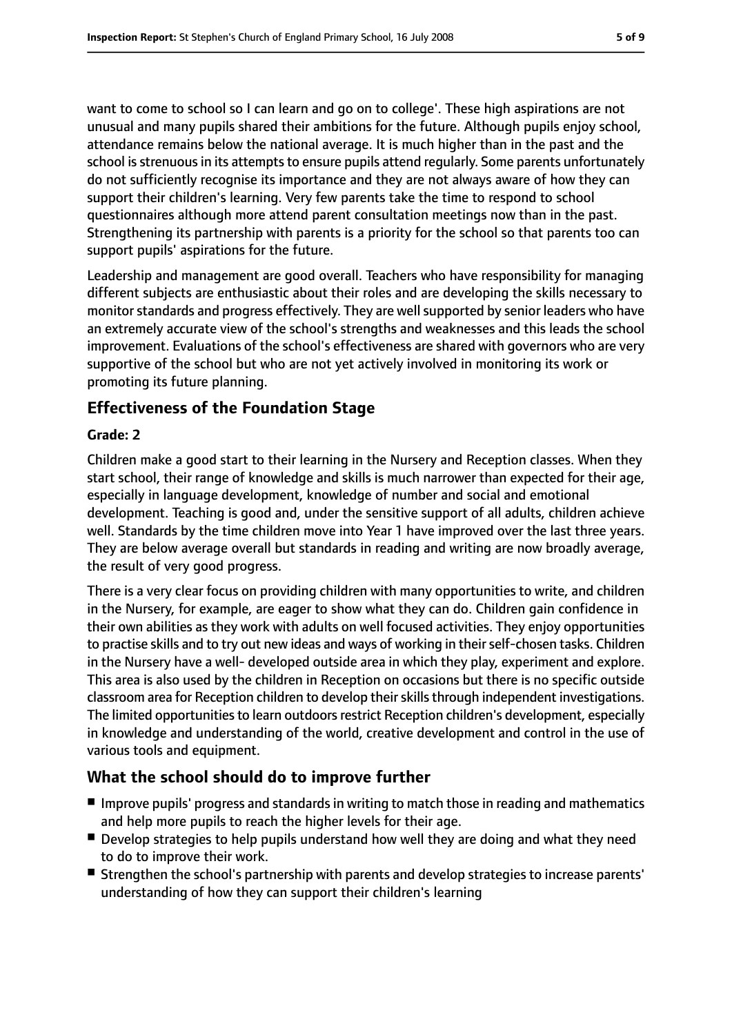want to come to school so I can learn and go on to college'. These high aspirations are not unusual and many pupils shared their ambitions for the future. Although pupils enjoy school, attendance remains below the national average. It is much higher than in the past and the school is strenuous in its attempts to ensure pupils attend regularly. Some parents unfortunately do not sufficiently recognise its importance and they are not always aware of how they can support their children's learning. Very few parents take the time to respond to school questionnaires although more attend parent consultation meetings now than in the past. Strengthening its partnership with parents is a priority for the school so that parents too can support pupils' aspirations for the future.

Leadership and management are good overall. Teachers who have responsibility for managing different subjects are enthusiastic about their roles and are developing the skills necessary to monitor standards and progress effectively. They are well supported by senior leaders who have an extremely accurate view of the school's strengths and weaknesses and this leads the school improvement. Evaluations of the school's effectiveness are shared with governors who are very supportive of the school but who are not yet actively involved in monitoring its work or promoting its future planning.

## Effectiveness of the Foundation Stage

**Grade: 2**

Children make a good start to their learning in the Nursery and Reception classes. When they start school, their range of knowledge and skills is much narrower than expected for their age, especially in language development, knowledge of number and social and emotional development. Teaching is good and, under the sensitive support of all adults, children achieve well. Standards by the time children move into Year 1 have improved over the last three years. They are below average overall but standards in reading and writing are now broadly average, the result of very good progress.

There is a very clear focus on providing children with many opportunities to write, and children in the Nursery, for example, are eager to show what they can do. Children gain confidence in their own abilities as they work with adults on well focused activities. They enjoy opportunities to practise skills and to try out new ideas and ways of working in their self-chosen tasks. Children in the Nursery have a well- developed outside area in which they play, experiment and explore. This area is also used by the children in Reception on occasions but there is no specific outside classroom area for Reception children to develop their skills through independent investigations. The limited opportunities to learn outdoors restrict Reception children's development, especially in knowledge and understanding of the world, creative development and control in the use of various tools and equipment.

## What the school should do to improve further

- Improve pupils' progress and standards in writing to match those in reading and mathematics and help more pupils to reach the higher levels for their age.
- Develop strategies to help pupils understand how well they are doing and what they need to do to improve their work.
- Strengthen the school's partnership with parents and develop strategies to increase parents' understanding of how they can support their children's learning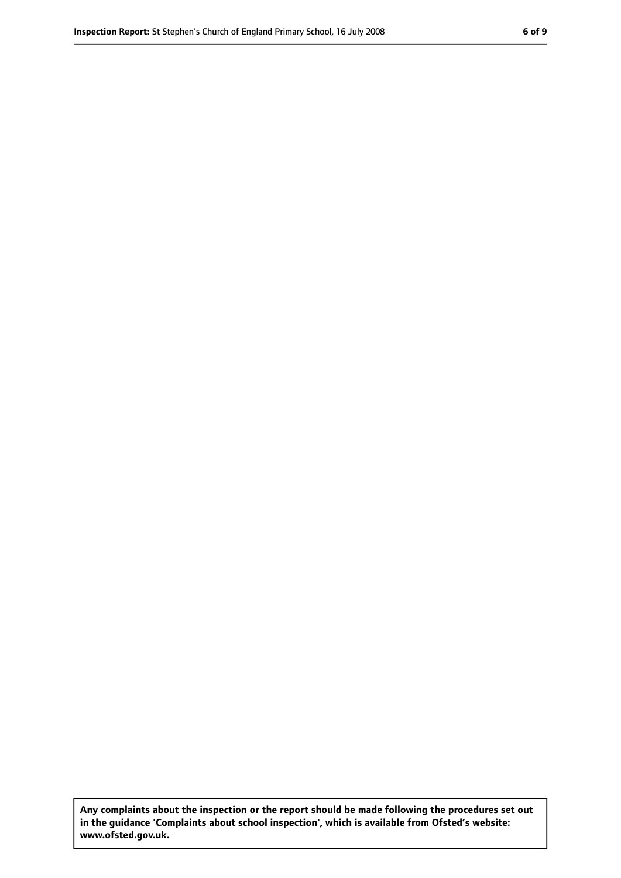**Any complaints about the inspection or the report should be made following the procedures set out in the guidance 'Complaints about school inspection', which is available from Ofsted's website: www.ofsted.gov.uk.**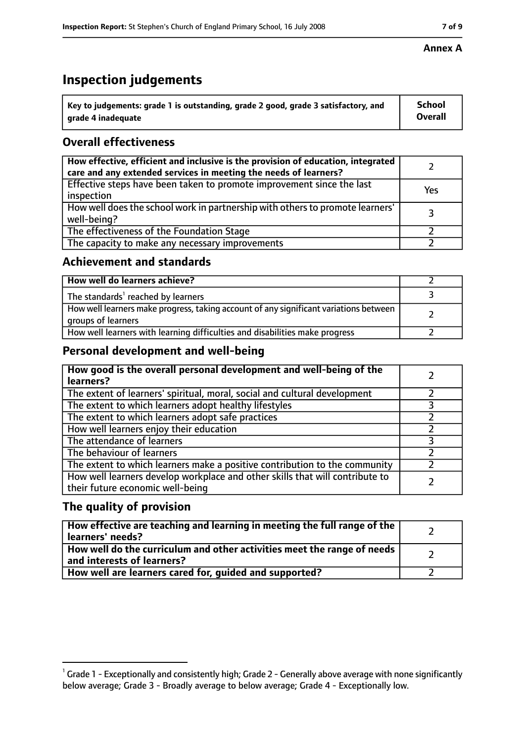**Annex A**

# Inspection judgements

| Key to judgements: grade 1 is outstanding, grade 2 good, grade 3 satisfactory, and grade 4 inadequate | School Overall |
|---|---|

## Overall effectiveness

| | |
|---|---|
| How effective, efficient and inclusive is the provision of education, integrated care and any extended services in meeting the needs of learners? | 2 |
| Effective steps have been taken to promote improvement since the last inspection | Yes |
| How well does the school work in partnership with others to promote learners' well-being? | 3 |
| The effectiveness of the Foundation Stage | 2 |
| The capacity to make any necessary improvements | 2 |

## Achievement and standards

| | |
|---|---|
| How well do learners achieve? | 2 |
| The standards[1] reached by learners | 3 |
| How well learners make progress, taking account of any significant variations between groups of learners | 2 |
| How well learners with learning difficulties and disabilities make progress | 2 |

## Personal development and well-being

| | |
|---|---|
| How good is the overall personal development and well-being of the learners? | 2 |
| The extent of learners' spiritual, moral, social and cultural development | 2 |
| The extent to which learners adopt healthy lifestyles | 3 |
| The extent to which learners adopt safe practices | 2 |
| How well learners enjoy their education | 2 |
| The attendance of learners | 3 |
| The behaviour of learners | 2 |
| The extent to which learners make a positive contribution to the community | 2 |
| How well learners develop workplace and other skills that will contribute to their future economic well-being | 2 |

## The quality of provision

| | |
|---|---|
| How effective are teaching and learning in meeting the full range of the learners' needs? | 2 |
| How well do the curriculum and other activities meet the range of needs and interests of learners? | 2 |
| How well are learners cared for, guided and supported? | 2 |

[1] Grade 1 - Exceptionally and consistently high; Grade 2 - Generally above average with none significantly below average; Grade 3 - Broadly average to below average; Grade 4 - Exceptionally low.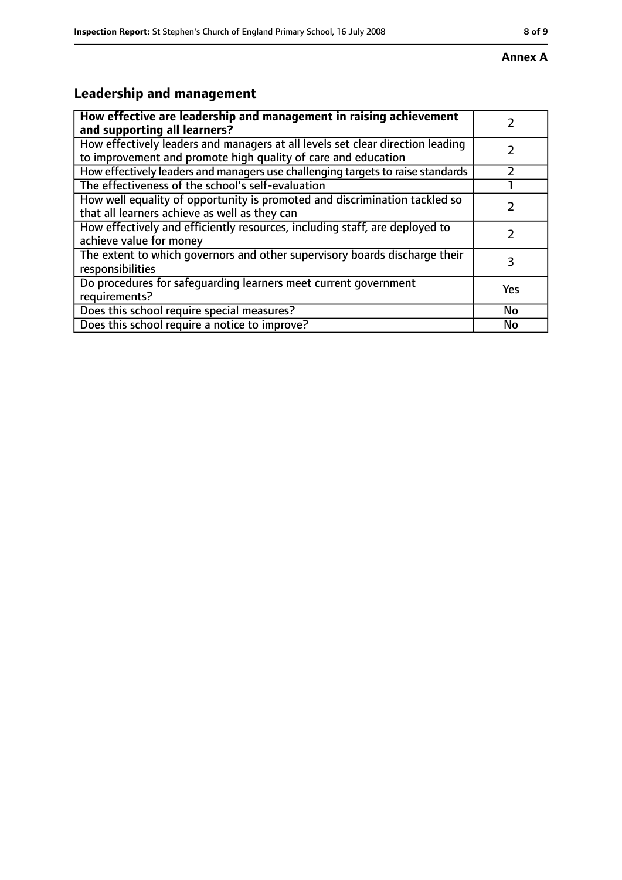**Annex A**

## Leadership and management

| **How effective are leadership and management in raising achievement and supporting all learners?** | 2 |
|---|---|
| How effectively leaders and managers at all levels set clear direction leading to improvement and promote high quality of care and education | 2 |
| How effectively leaders and managers use challenging targets to raise standards | 2 |
| The effectiveness of the school's self-evaluation | 1 |
| How well equality of opportunity is promoted and discrimination tackled so that all learners achieve as well as they can | 2 |
| How effectively and efficiently resources, including staff, are deployed to achieve value for money | 2 |
| The extent to which governors and other supervisory boards discharge their responsibilities | 3 |
| Do procedures for safeguarding learners meet current government requirements? | Yes |
| Does this school require special measures? | No |
| Does this school require a notice to improve? | No |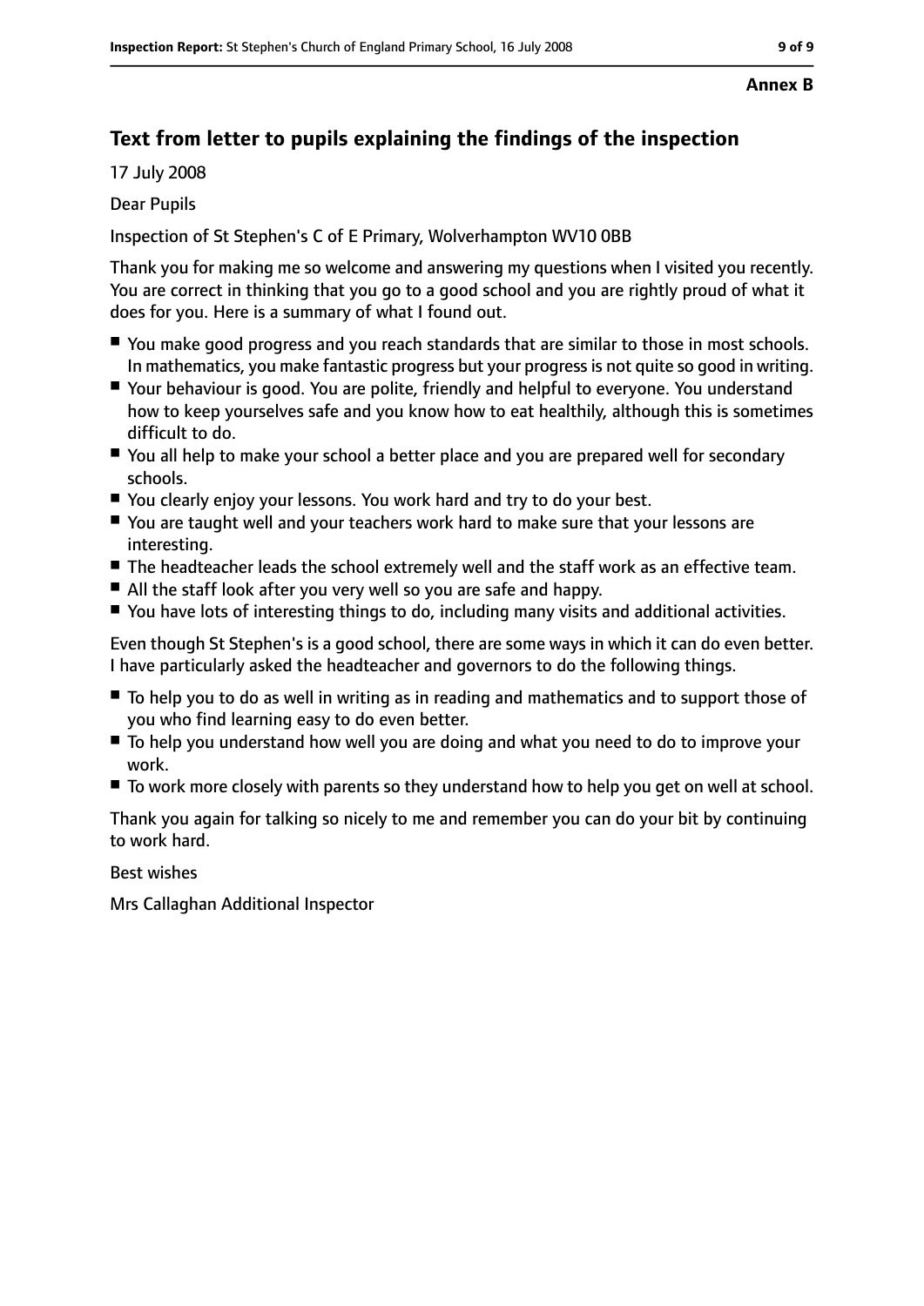**Annex B**

## Text from letter to pupils explaining the findings of the inspection

17 July 2008

Dear Pupils

Inspection of St Stephen's C of E Primary, Wolverhampton WV10 0BB

Thank you for making me so welcome and answering my questions when I visited you recently. You are correct in thinking that you go to a good school and you are rightly proud of what it does for you. Here is a summary of what I found out.

- You make good progress and you reach standards that are similar to those in most schools. In mathematics, you make fantastic progress but your progress is not quite so good in writing.
- Your behaviour is good. You are polite, friendly and helpful to everyone. You understand how to keep yourselves safe and you know how to eat healthily, although this is sometimes difficult to do.
- You all help to make your school a better place and you are prepared well for secondary schools.
- You clearly enjoy your lessons. You work hard and try to do your best.
- You are taught well and your teachers work hard to make sure that your lessons are interesting.
- The headteacher leads the school extremely well and the staff work as an effective team.
- All the staff look after you very well so you are safe and happy.
- You have lots of interesting things to do, including many visits and additional activities.

Even though St Stephen's is a good school, there are some ways in which it can do even better. I have particularly asked the headteacher and governors to do the following things.

- To help you to do as well in writing as in reading and mathematics and to support those of you who find learning easy to do even better.
- To help you understand how well you are doing and what you need to do to improve your work.
- To work more closely with parents so they understand how to help you get on well at school.

Thank you again for talking so nicely to me and remember you can do your bit by continuing to work hard.

Best wishes

Mrs Callaghan Additional Inspector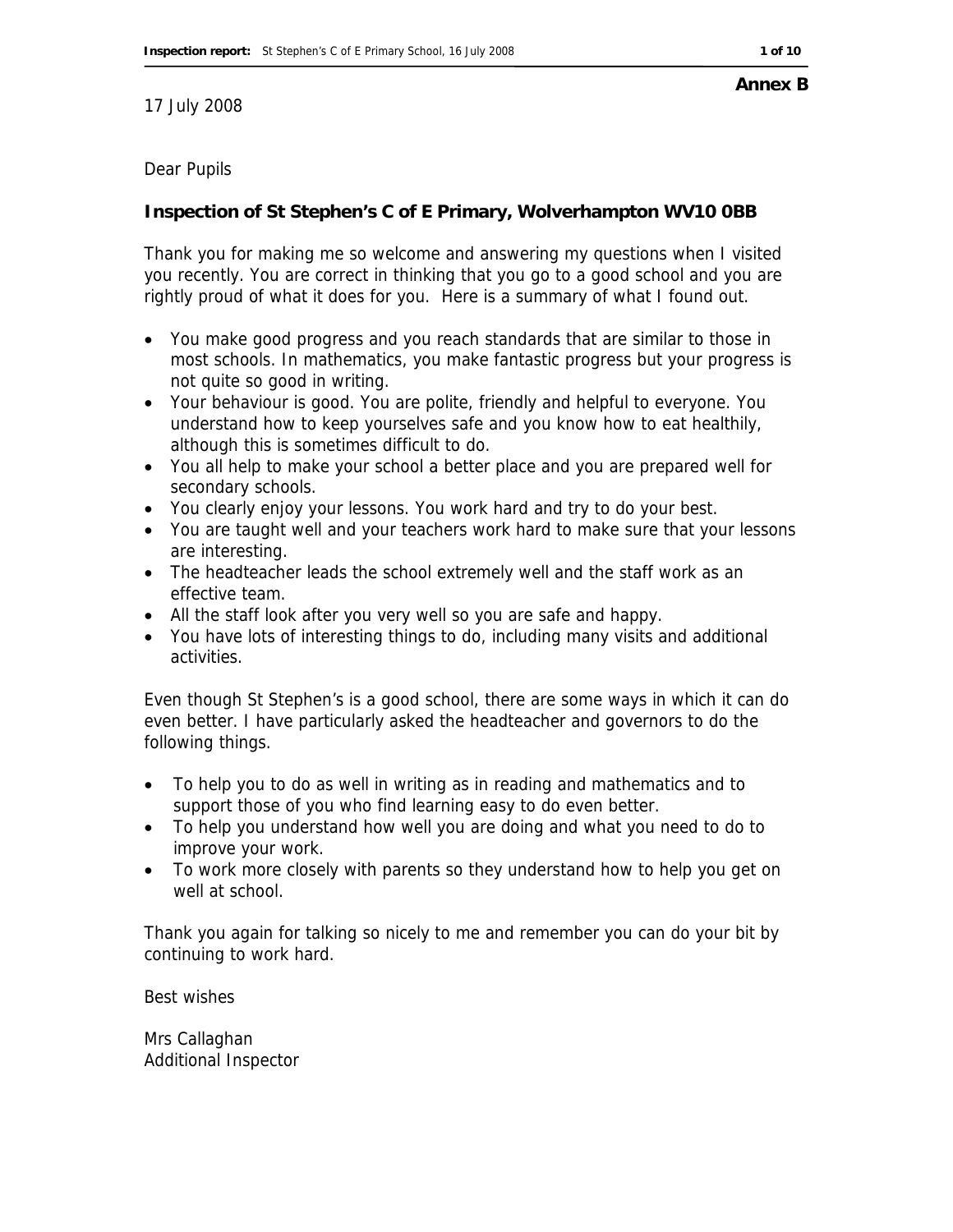**Annex B**

17 July 2008

Dear Pupils

**Inspection of St Stephen's C of E Primary, Wolverhampton WV10 0BB**

Thank you for making me so welcome and answering my questions when I visited you recently. You are correct in thinking that you go to a good school and you are rightly proud of what it does for you. Here is a summary of what I found out.

- You make good progress and you reach standards that are similar to those in most schools. In mathematics, you make fantastic progress but your progress is not quite so good in writing.
- Your behaviour is good. You are polite, friendly and helpful to everyone. You understand how to keep yourselves safe and you know how to eat healthily, although this is sometimes difficult to do.
- You all help to make your school a better place and you are prepared well for secondary schools.
- You clearly enjoy your lessons. You work hard and try to do your best.
- You are taught well and your teachers work hard to make sure that your lessons are interesting.
- The headteacher leads the school extremely well and the staff work as an effective team.
- All the staff look after you very well so you are safe and happy.
- You have lots of interesting things to do, including many visits and additional activities.

Even though St Stephen's is a good school, there are some ways in which it can do even better. I have particularly asked the headteacher and governors to do the following things.

- To help you to do as well in writing as in reading and mathematics and to support those of you who find learning easy to do even better.
- To help you understand how well you are doing and what you need to do to improve your work.
- To work more closely with parents so they understand how to help you get on well at school.

Thank you again for talking so nicely to me and remember you can do your bit by continuing to work hard.

Best wishes

Mrs Callaghan
Additional Inspector